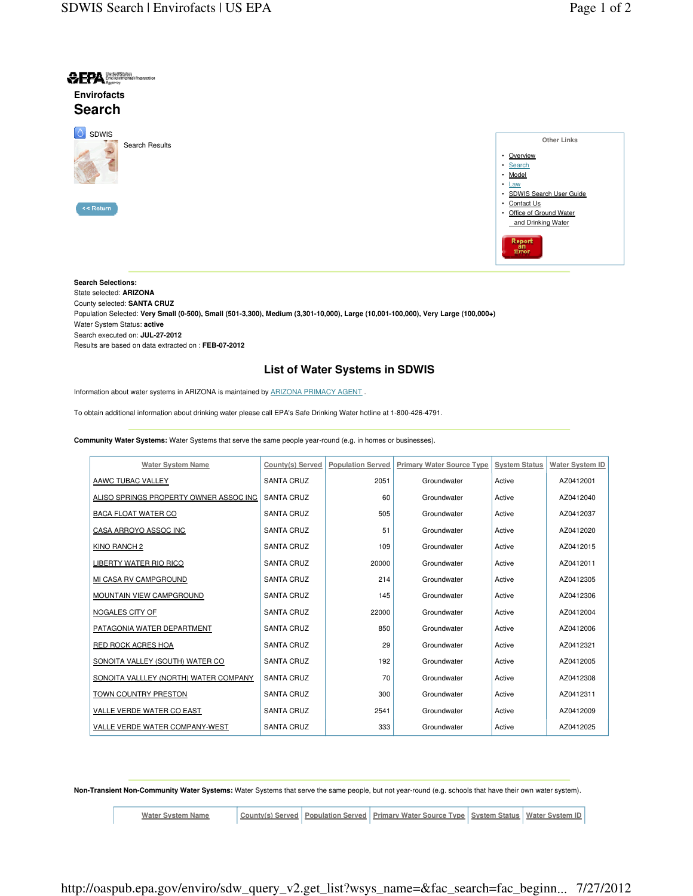Envirofacts

# Search

SDWIS

Search Results

<< Return

Other Links

- Overview
- Search
- Model
- Law
- SDWIS Search User Guide
- Contact Us
- Office of Ground Water and Drinking Water

Report an Error

**Search Selections:**
State selected: **ARIZONA**
County selected: **SANTA CRUZ**
Population Selected: **Very Small (0-500), Small (501-3,300), Medium (3,301-10,000), Large (10,001-100,000), Very Large (100,000+)**
Water System Status: **active**
Search executed on: **JUL-27-2012**
Results are based on data extracted on : **FEB-07-2012**

## List of Water Systems in SDWIS

Information about water systems in ARIZONA is maintained by ARIZONA PRIMACY AGENT .

To obtain additional information about drinking water please call EPA's Safe Drinking Water hotline at 1-800-426-4791.

**Community Water Systems:** Water Systems that serve the same people year-round (e.g. in homes or businesses).

| Water System Name | County(s) Served | Population Served | Primary Water Source Type | System Status | Water System ID |
|---|---|---|---|---|---|
| AAWC TUBAC VALLEY | SANTA CRUZ | 2051 | Groundwater | Active | AZ0412001 |
| ALISO SPRINGS PROPERTY OWNER ASSOC INC | SANTA CRUZ | 60 | Groundwater | Active | AZ0412040 |
| BACA FLOAT WATER CO | SANTA CRUZ | 505 | Groundwater | Active | AZ0412037 |
| CASA ARROYO ASSOC INC | SANTA CRUZ | 51 | Groundwater | Active | AZ0412020 |
| KINO RANCH 2 | SANTA CRUZ | 109 | Groundwater | Active | AZ0412015 |
| LIBERTY WATER RIO RICO | SANTA CRUZ | 20000 | Groundwater | Active | AZ0412011 |
| MI CASA RV CAMPGROUND | SANTA CRUZ | 214 | Groundwater | Active | AZ0412305 |
| MOUNTAIN VIEW CAMPGROUND | SANTA CRUZ | 145 | Groundwater | Active | AZ0412306 |
| NOGALES CITY OF | SANTA CRUZ | 22000 | Groundwater | Active | AZ0412004 |
| PATAGONIA WATER DEPARTMENT | SANTA CRUZ | 850 | Groundwater | Active | AZ0412006 |
| RED ROCK ACRES HOA | SANTA CRUZ | 29 | Groundwater | Active | AZ0412321 |
| SONOITA VALLEY (SOUTH) WATER CO | SANTA CRUZ | 192 | Groundwater | Active | AZ0412005 |
| SONOITA VALLLEY (NORTH) WATER COMPANY | SANTA CRUZ | 70 | Groundwater | Active | AZ0412308 |
| TOWN COUNTRY PRESTON | SANTA CRUZ | 300 | Groundwater | Active | AZ0412311 |
| VALLE VERDE WATER CO EAST | SANTA CRUZ | 2541 | Groundwater | Active | AZ0412009 |
| VALLE VERDE WATER COMPANY-WEST | SANTA CRUZ | 333 | Groundwater | Active | AZ0412025 |

**Non-Transient Non-Community Water Systems:** Water Systems that serve the same people, but not year-round (e.g. schools that have their own water system).

| Water System Name | County(s) Served | Population Served | Primary Water Source Type | System Status | Water System ID |
|---|---|---|---|---|---|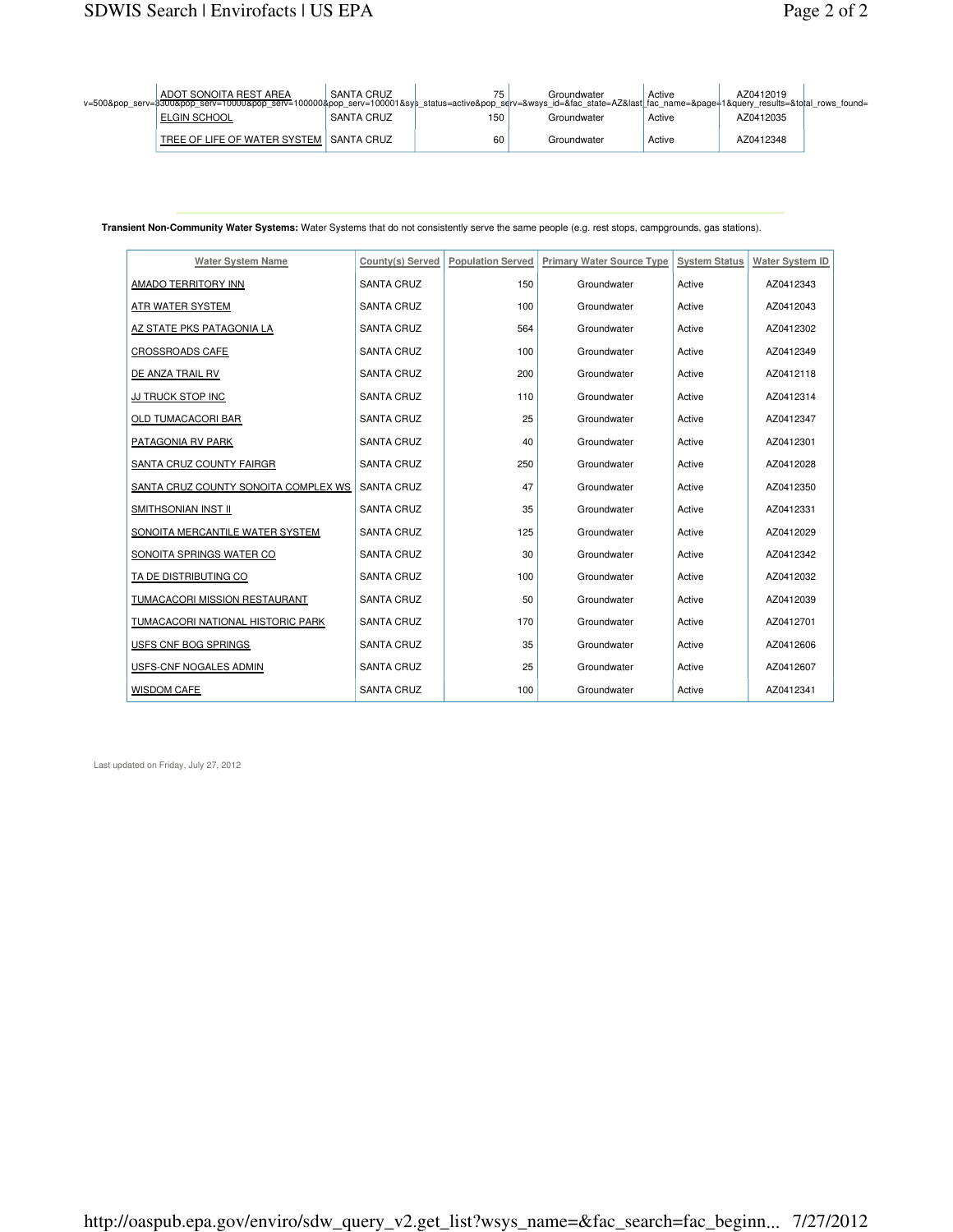| | | | | | |
|---|---|---|---|---|---|
| ADOT SONOITA REST AREA | SANTA CRUZ | 75 | Groundwater | Active | AZ0412019 |
| ELGIN SCHOOL | SANTA CRUZ | 150 | Groundwater | Active | AZ0412035 |
| TREE OF LIFE OF WATER SYSTEM | SANTA CRUZ | 60 | Groundwater | Active | AZ0412348 |

**Transient Non-Community Water Systems:** Water Systems that do not consistently serve the same people (e.g. rest stops, campgrounds, gas stations).

| Water System Name | County(s) Served | Population Served | Primary Water Source Type | System Status | Water System ID |
|---|---|---|---|---|---|
| AMADO TERRITORY INN | SANTA CRUZ | 150 | Groundwater | Active | AZ0412343 |
| ATR WATER SYSTEM | SANTA CRUZ | 100 | Groundwater | Active | AZ0412043 |
| AZ STATE PKS PATAGONIA LA | SANTA CRUZ | 564 | Groundwater | Active | AZ0412302 |
| CROSSROADS CAFE | SANTA CRUZ | 100 | Groundwater | Active | AZ0412349 |
| DE ANZA TRAIL RV | SANTA CRUZ | 200 | Groundwater | Active | AZ0412118 |
| JJ TRUCK STOP INC | SANTA CRUZ | 110 | Groundwater | Active | AZ0412314 |
| OLD TUMACACORI BAR | SANTA CRUZ | 25 | Groundwater | Active | AZ0412347 |
| PATAGONIA RV PARK | SANTA CRUZ | 40 | Groundwater | Active | AZ0412301 |
| SANTA CRUZ COUNTY FAIRGR | SANTA CRUZ | 250 | Groundwater | Active | AZ0412028 |
| SANTA CRUZ COUNTY SONOITA COMPLEX WS | SANTA CRUZ | 47 | Groundwater | Active | AZ0412350 |
| SMITHSONIAN INST II | SANTA CRUZ | 35 | Groundwater | Active | AZ0412331 |
| SONOITA MERCANTILE WATER SYSTEM | SANTA CRUZ | 125 | Groundwater | Active | AZ0412029 |
| SONOITA SPRINGS WATER CO | SANTA CRUZ | 30 | Groundwater | Active | AZ0412342 |
| TA DE DISTRIBUTING CO | SANTA CRUZ | 100 | Groundwater | Active | AZ0412032 |
| TUMACACORI MISSION RESTAURANT | SANTA CRUZ | 50 | Groundwater | Active | AZ0412039 |
| TUMACACORI NATIONAL HISTORIC PARK | SANTA CRUZ | 170 | Groundwater | Active | AZ0412701 |
| USFS CNF BOG SPRINGS | SANTA CRUZ | 35 | Groundwater | Active | AZ0412606 |
| USFS-CNF NOGALES ADMIN | SANTA CRUZ | 25 | Groundwater | Active | AZ0412607 |
| WISDOM CAFE | SANTA CRUZ | 100 | Groundwater | Active | AZ0412341 |

Last updated on Friday, July 27, 2012